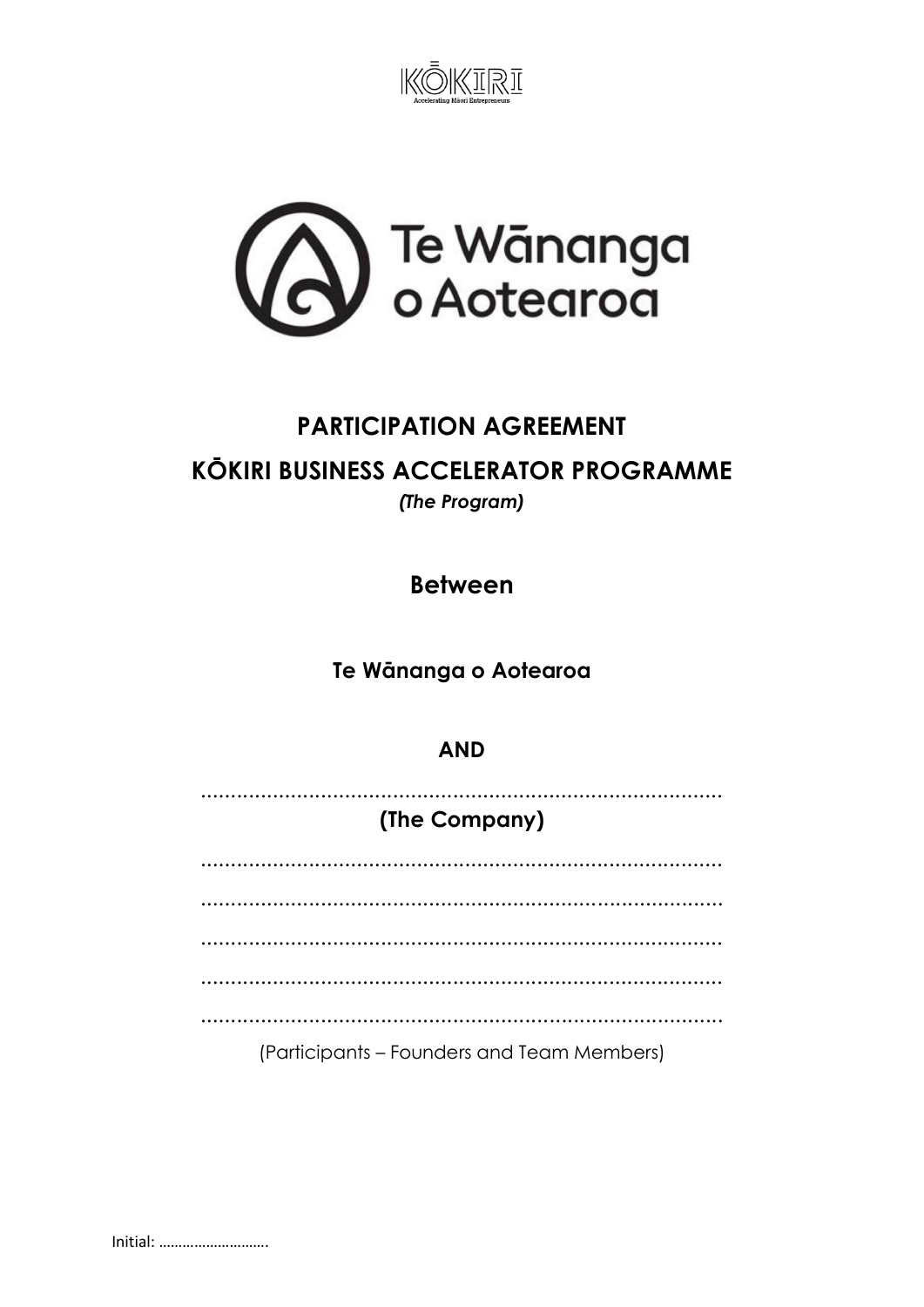KŌKIRI

Accelerating Māori Entrepreneurs

Te Wānanga o Aotearoa

# PARTICIPATION AGREEMENT

# KŌKIRI BUSINESS ACCELERATOR PROGRAMME

***(The Program)***

## Between

**Te Wānanga o Aotearoa**

**AND**

………………………………………………………………………………

**(The Company)**

………………………………………………………………………………

………………………………………………………………………………

………………………………………………………………………………

………………………………………………………………………………

………………………………………………………………………………

(Participants – Founders and Team Members)

Initial: ……………………….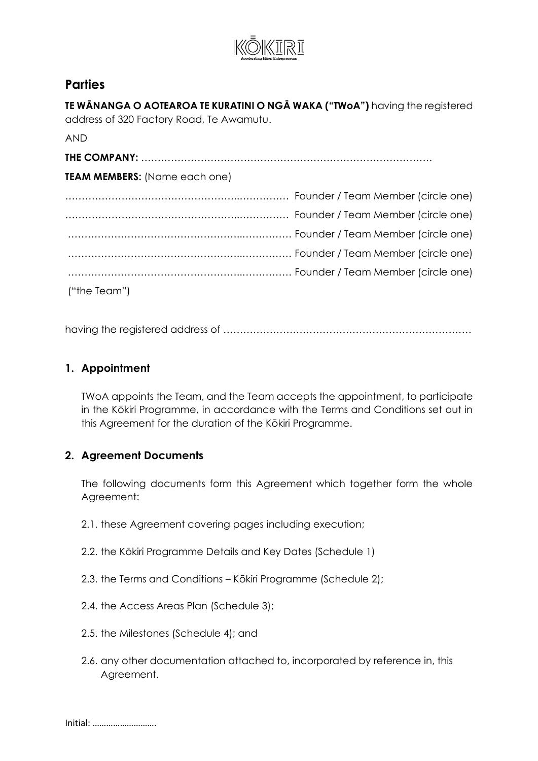KŌKIRI
Accelerating Māori Entrepreneurs

## Parties

**TE WĀNANGA O AOTEAROA TE KURATINI O NGĀ WAKA ("TWoA")** having the registered address of 320 Factory Road, Te Awamutu.

AND

**THE COMPANY:** ……………………………………………………………………………

**TEAM MEMBERS:** (Name each one)

……………………………………………..…………… Founder / Team Member (circle one)

……………………………………………..…………… Founder / Team Member (circle one)

……………………………………………..…………… Founder / Team Member (circle one)

……………………………………………..…………… Founder / Team Member (circle one)

……………………………………………..…………… Founder / Team Member (circle one)

("the Team")

having the registered address of …………………………………………………………………

## 1. Appointment

TWoA appoints the Team, and the Team accepts the appointment, to participate in the Kōkiri Programme, in accordance with the Terms and Conditions set out in this Agreement for the duration of the Kōkiri Programme.

## 2. Agreement Documents

The following documents form this Agreement which together form the whole Agreement:

2.1. these Agreement covering pages including execution;

2.2. the Kōkiri Programme Details and Key Dates (Schedule 1)

2.3. the Terms and Conditions – Kōkiri Programme (Schedule 2);

2.4. the Access Areas Plan (Schedule 3);

2.5. the Milestones (Schedule 4); and

2.6. any other documentation attached to, incorporated by reference in, this Agreement.

Initial: ……………………….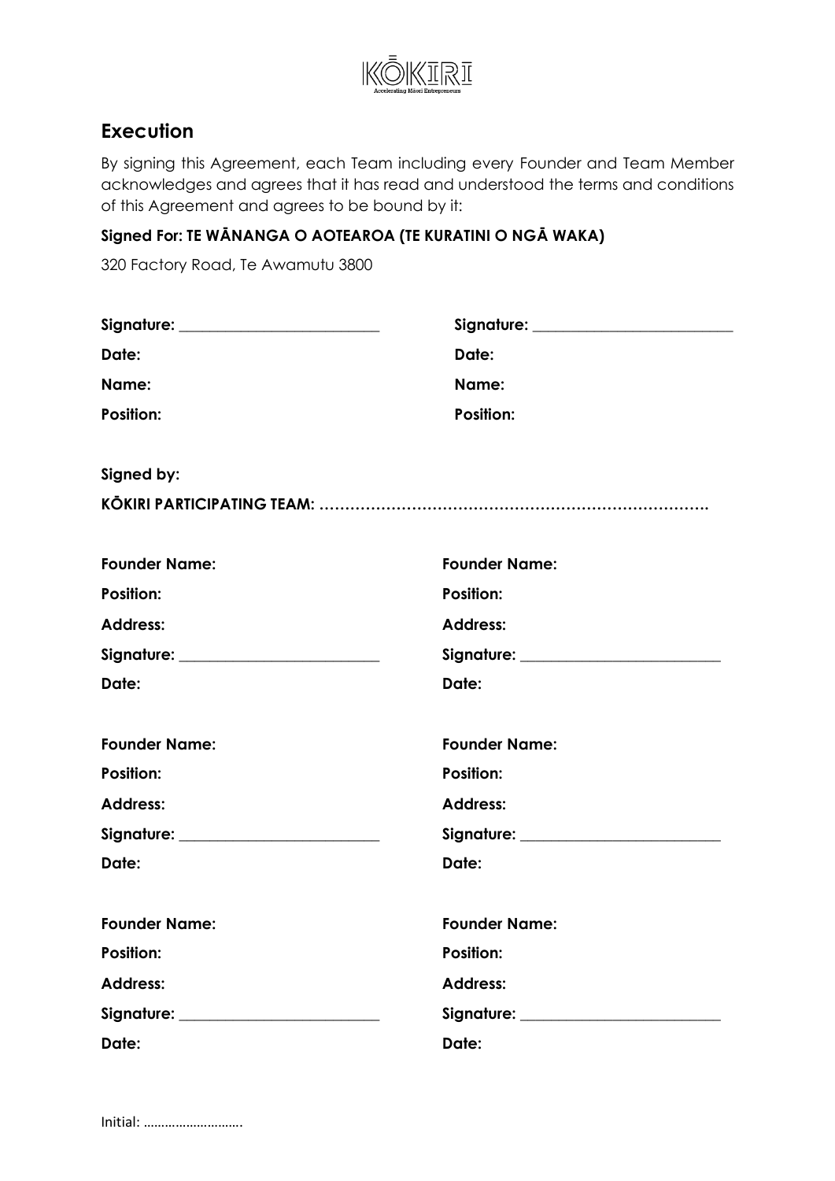## Execution

By signing this Agreement, each Team including every Founder and Team Member acknowledges and agrees that it has read and understood the terms and conditions of this Agreement and agrees to be bound by it:

**Signed For: TE WĀNANGA O AOTEAROA (TE KURATINI O NGĀ WAKA)**

320 Factory Road, Te Awamutu 3800

**Signature:** __________________________

**Date:**

**Name:**

**Position:**

**Signature:** __________________________

**Date:**

**Name:**

**Position:**

**Signed by:**

**KŌKIRI PARTICIPATING TEAM:** ………………………………………………………………….

**Founder Name:**

**Position:**

**Address:**

**Signature:** __________________________

**Date:**

**Founder Name:**

**Position:**

**Address:**

**Signature:** __________________________

**Date:**

**Founder Name:**

**Position:**

**Address:**

**Signature:** __________________________

**Date:**

**Founder Name:**

**Position:**

**Address:**

**Signature:** __________________________

**Date:**

**Founder Name:**

**Position:**

**Address:**

**Signature:** __________________________

**Date:**

**Founder Name:**

**Position:**

**Address:**

**Signature:** __________________________

**Date:**

Initial: ……………………….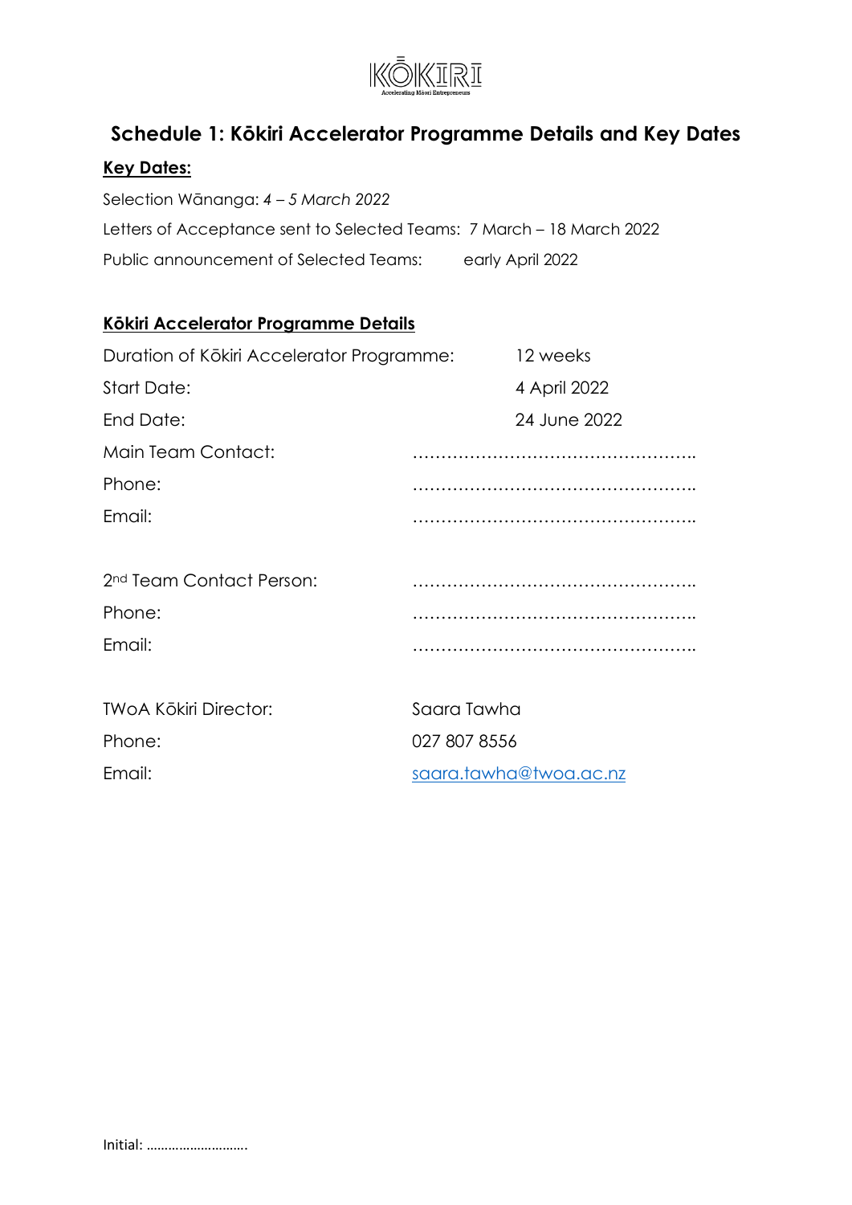KŌKIRI

Accelerating Māori Entrepreneurs

## Schedule 1: Kōkiri Accelerator Programme Details and Key Dates

**Key Dates:**

Selection Wānanga: *4 – 5 March 2022*

Letters of Acceptance sent to Selected Teams: 7 March – 18 March 2022

Public announcement of Selected Teams: early April 2022

**Kōkiri Accelerator Programme Details**

Duration of Kōkiri Accelerator Programme: 12 weeks

Start Date: 4 April 2022

End Date: 24 June 2022

Main Team Contact: …………………………………………..

Phone: …………………………………………..

Email: …………………………………………..

2nd Team Contact Person: …………………………………………..

Phone: …………………………………………..

Email: …………………………………………..

TWoA Kōkiri Director: Saara Tawha

Phone: 027 807 8556

Email: saara.tawha@twoa.ac.nz

Initial: ……………………….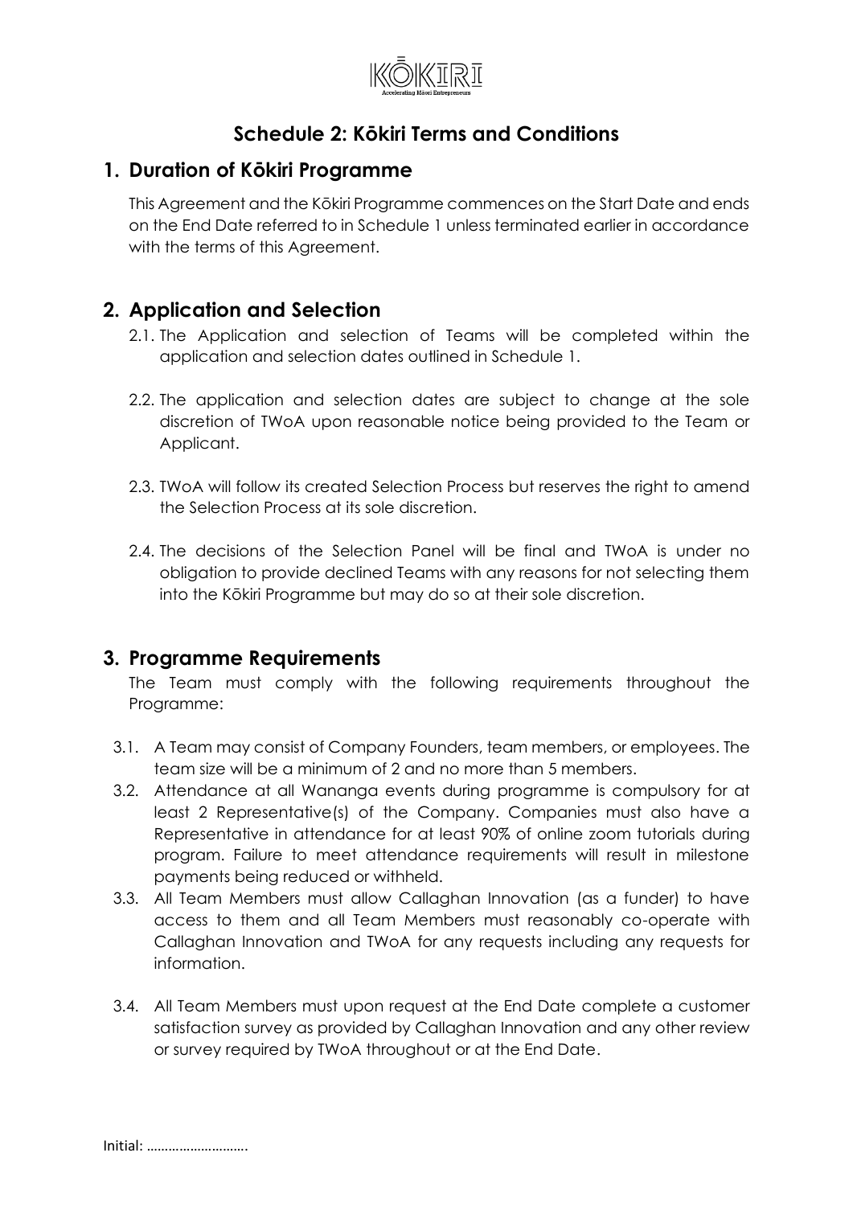KŌKIRI

Accelerating Māori Entrepreneurs

# Schedule 2: Kōkiri Terms and Conditions

## 1. Duration of Kōkiri Programme

This Agreement and the Kōkiri Programme commences on the Start Date and ends on the End Date referred to in Schedule 1 unless terminated earlier in accordance with the terms of this Agreement.

## 2. Application and Selection

2.1. The Application and selection of Teams will be completed within the application and selection dates outlined in Schedule 1.

2.2. The application and selection dates are subject to change at the sole discretion of TWoA upon reasonable notice being provided to the Team or Applicant.

2.3. TWoA will follow its created Selection Process but reserves the right to amend the Selection Process at its sole discretion.

2.4. The decisions of the Selection Panel will be final and TWoA is under no obligation to provide declined Teams with any reasons for not selecting them into the Kōkiri Programme but may do so at their sole discretion.

## 3. Programme Requirements

The Team must comply with the following requirements throughout the Programme:

3.1. A Team may consist of Company Founders, team members, or employees. The team size will be a minimum of 2 and no more than 5 members.

3.2. Attendance at all Wananga events during programme is compulsory for at least 2 Representative(s) of the Company. Companies must also have a Representative in attendance for at least 90% of online zoom tutorials during program. Failure to meet attendance requirements will result in milestone payments being reduced or withheld.

3.3. All Team Members must allow Callaghan Innovation (as a funder) to have access to them and all Team Members must reasonably co-operate with Callaghan Innovation and TWoA for any requests including any requests for information.

3.4. All Team Members must upon request at the End Date complete a customer satisfaction survey as provided by Callaghan Innovation and any other review or survey required by TWoA throughout or at the End Date.

Initial: ……………………….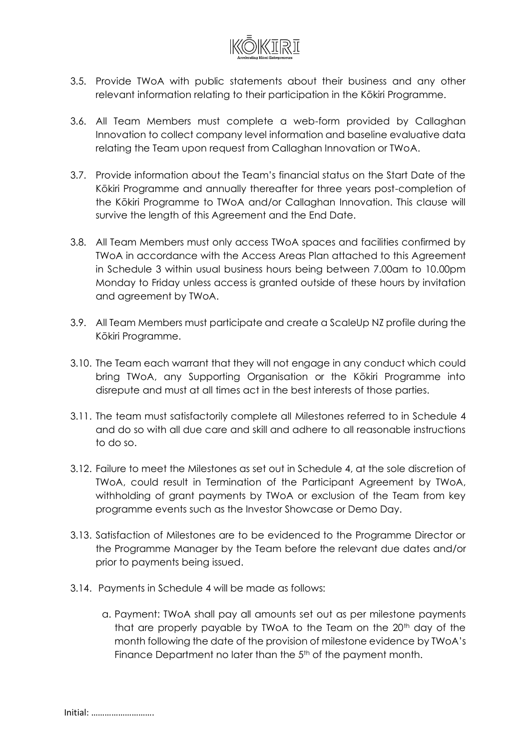3.5. Provide TWoA with public statements about their business and any other relevant information relating to their participation in the Kōkiri Programme.

3.6. All Team Members must complete a web-form provided by Callaghan Innovation to collect company level information and baseline evaluative data relating the Team upon request from Callaghan Innovation or TWoA.

3.7. Provide information about the Team's financial status on the Start Date of the Kōkiri Programme and annually thereafter for three years post-completion of the Kōkiri Programme to TWoA and/or Callaghan Innovation. This clause will survive the length of this Agreement and the End Date.

3.8. All Team Members must only access TWoA spaces and facilities confirmed by TWoA in accordance with the Access Areas Plan attached to this Agreement in Schedule 3 within usual business hours being between 7.00am to 10.00pm Monday to Friday unless access is granted outside of these hours by invitation and agreement by TWoA.

3.9. All Team Members must participate and create a ScaleUp NZ profile during the Kōkiri Programme.

3.10. The Team each warrant that they will not engage in any conduct which could bring TWoA, any Supporting Organisation or the Kōkiri Programme into disrepute and must at all times act in the best interests of those parties.

3.11. The team must satisfactorily complete all Milestones referred to in Schedule 4 and do so with all due care and skill and adhere to all reasonable instructions to do so.

3.12. Failure to meet the Milestones as set out in Schedule 4, at the sole discretion of TWoA, could result in Termination of the Participant Agreement by TWoA, withholding of grant payments by TWoA or exclusion of the Team from key programme events such as the Investor Showcase or Demo Day.

3.13. Satisfaction of Milestones are to be evidenced to the Programme Director or the Programme Manager by the Team before the relevant due dates and/or prior to payments being issued.

3.14. Payments in Schedule 4 will be made as follows:

a. Payment: TWoA shall pay all amounts set out as per milestone payments that are properly payable by TWoA to the Team on the 20th day of the month following the date of the provision of milestone evidence by TWoA's Finance Department no later than the 5th of the payment month.

Initial: ……………………….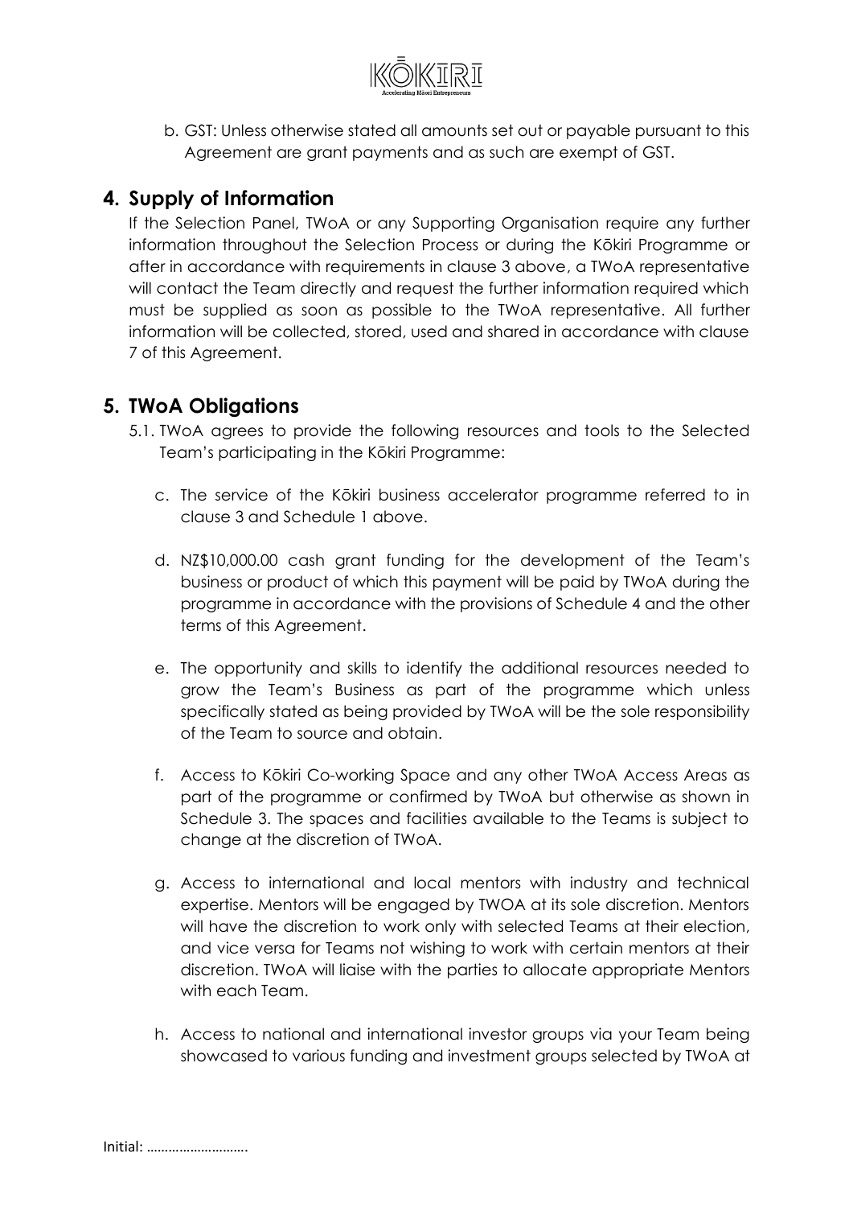b. GST: Unless otherwise stated all amounts set out or payable pursuant to this Agreement are grant payments and as such are exempt of GST.

## 4. Supply of Information

If the Selection Panel, TWoA or any Supporting Organisation require any further information throughout the Selection Process or during the Kōkiri Programme or after in accordance with requirements in clause 3 above, a TWoA representative will contact the Team directly and request the further information required which must be supplied as soon as possible to the TWoA representative. All further information will be collected, stored, used and shared in accordance with clause 7 of this Agreement.

## 5. TWoA Obligations

5.1. TWoA agrees to provide the following resources and tools to the Selected Team's participating in the Kōkiri Programme:

c. The service of the Kōkiri business accelerator programme referred to in clause 3 and Schedule 1 above.

d. NZ$10,000.00 cash grant funding for the development of the Team's business or product of which this payment will be paid by TWoA during the programme in accordance with the provisions of Schedule 4 and the other terms of this Agreement.

e. The opportunity and skills to identify the additional resources needed to grow the Team's Business as part of the programme which unless specifically stated as being provided by TWoA will be the sole responsibility of the Team to source and obtain.

f. Access to Kōkiri Co-working Space and any other TWoA Access Areas as part of the programme or confirmed by TWoA but otherwise as shown in Schedule 3. The spaces and facilities available to the Teams is subject to change at the discretion of TWoA.

g. Access to international and local mentors with industry and technical expertise. Mentors will be engaged by TWOA at its sole discretion. Mentors will have the discretion to work only with selected Teams at their election, and vice versa for Teams not wishing to work with certain mentors at their discretion. TWoA will liaise with the parties to allocate appropriate Mentors with each Team.

h. Access to national and international investor groups via your Team being showcased to various funding and investment groups selected by TWoA at

Initial: ……………………….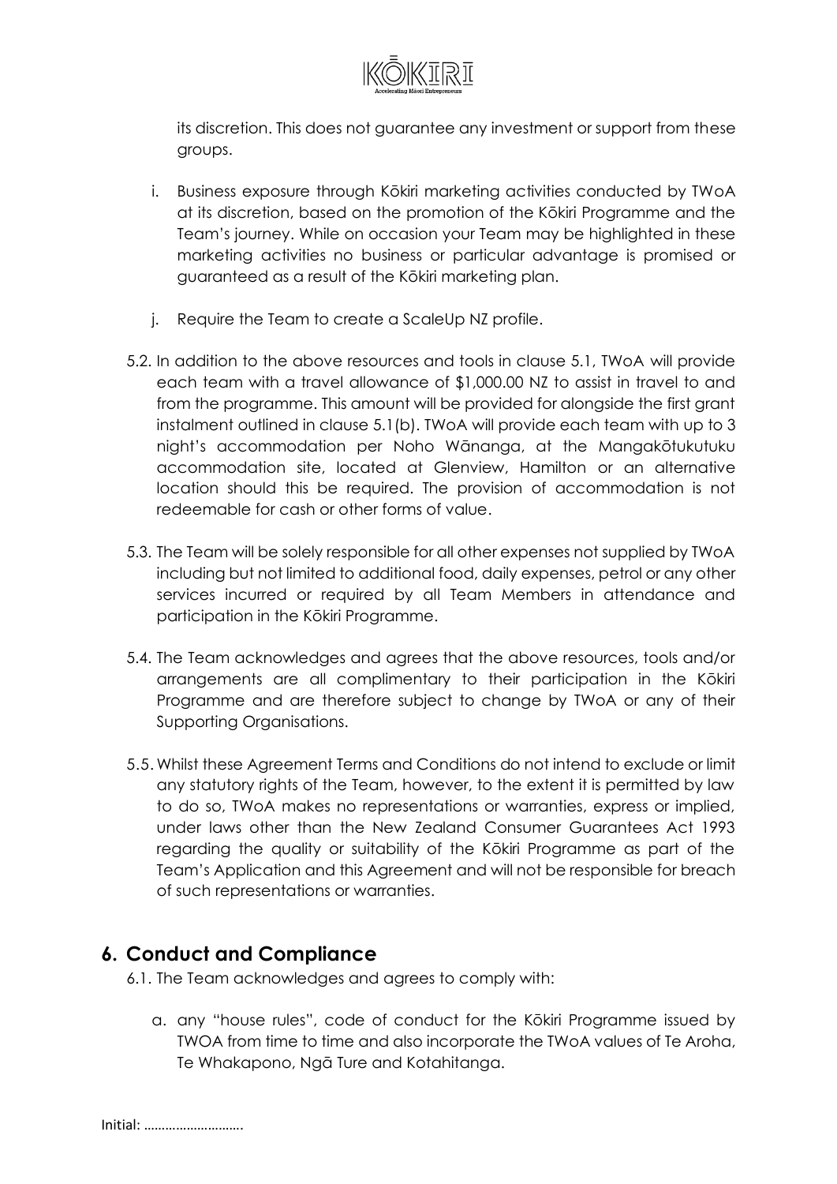its discretion. This does not guarantee any investment or support from these groups.

i. Business exposure through Kōkiri marketing activities conducted by TWoA at its discretion, based on the promotion of the Kōkiri Programme and the Team's journey. While on occasion your Team may be highlighted in these marketing activities no business or particular advantage is promised or guaranteed as a result of the Kōkiri marketing plan.

j. Require the Team to create a ScaleUp NZ profile.

5.2. In addition to the above resources and tools in clause 5.1, TWoA will provide each team with a travel allowance of $1,000.00 NZ to assist in travel to and from the programme. This amount will be provided for alongside the first grant instalment outlined in clause 5.1(b). TWoA will provide each team with up to 3 night's accommodation per Noho Wānanga, at the Mangakōtukutuku accommodation site, located at Glenview, Hamilton or an alternative location should this be required. The provision of accommodation is not redeemable for cash or other forms of value.

5.3. The Team will be solely responsible for all other expenses not supplied by TWoA including but not limited to additional food, daily expenses, petrol or any other services incurred or required by all Team Members in attendance and participation in the Kōkiri Programme.

5.4. The Team acknowledges and agrees that the above resources, tools and/or arrangements are all complimentary to their participation in the Kōkiri Programme and are therefore subject to change by TWoA or any of their Supporting Organisations.

5.5. Whilst these Agreement Terms and Conditions do not intend to exclude or limit any statutory rights of the Team, however, to the extent it is permitted by law to do so, TWoA makes no representations or warranties, express or implied, under laws other than the New Zealand Consumer Guarantees Act 1993 regarding the quality or suitability of the Kōkiri Programme as part of the Team's Application and this Agreement and will not be responsible for breach of such representations or warranties.

## 6. Conduct and Compliance

6.1. The Team acknowledges and agrees to comply with:

a. any "house rules", code of conduct for the Kōkiri Programme issued by TWOA from time to time and also incorporate the TWoA values of Te Aroha, Te Whakapono, Ngā Ture and Kotahitanga.

Initial: ……………………….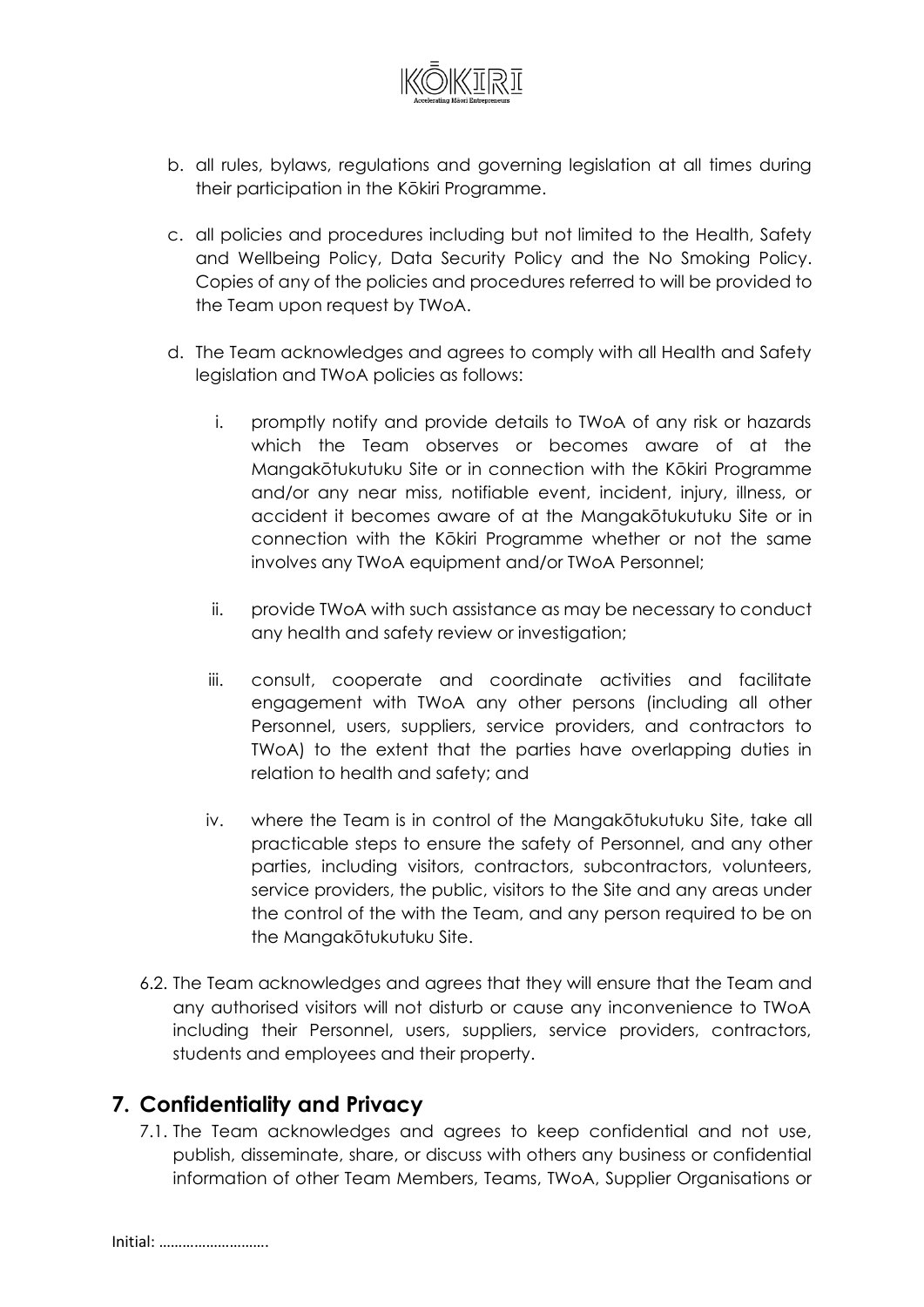b. all rules, bylaws, regulations and governing legislation at all times during their participation in the Kōkiri Programme.

c. all policies and procedures including but not limited to the Health, Safety and Wellbeing Policy, Data Security Policy and the No Smoking Policy. Copies of any of the policies and procedures referred to will be provided to the Team upon request by TWoA.

d. The Team acknowledges and agrees to comply with all Health and Safety legislation and TWoA policies as follows:

   i. promptly notify and provide details to TWoA of any risk or hazards which the Team observes or becomes aware of at the Mangakōtukutuku Site or in connection with the Kōkiri Programme and/or any near miss, notifiable event, incident, injury, illness, or accident it becomes aware of at the Mangakōtukutuku Site or in connection with the Kōkiri Programme whether or not the same involves any TWoA equipment and/or TWoA Personnel;

   ii. provide TWoA with such assistance as may be necessary to conduct any health and safety review or investigation;

   iii. consult, cooperate and coordinate activities and facilitate engagement with TWoA any other persons (including all other Personnel, users, suppliers, service providers, and contractors to TWoA) to the extent that the parties have overlapping duties in relation to health and safety; and

   iv. where the Team is in control of the Mangakōtukutuku Site, take all practicable steps to ensure the safety of Personnel, and any other parties, including visitors, contractors, subcontractors, volunteers, service providers, the public, visitors to the Site and any areas under the control of the with the Team, and any person required to be on the Mangakōtukutuku Site.

6.2. The Team acknowledges and agrees that they will ensure that the Team and any authorised visitors will not disturb or cause any inconvenience to TWoA including their Personnel, users, suppliers, service providers, contractors, students and employees and their property.

## 7. Confidentiality and Privacy

7.1. The Team acknowledges and agrees to keep confidential and not use, publish, disseminate, share, or discuss with others any business or confidential information of other Team Members, Teams, TWoA, Supplier Organisations or

Initial: ……………………….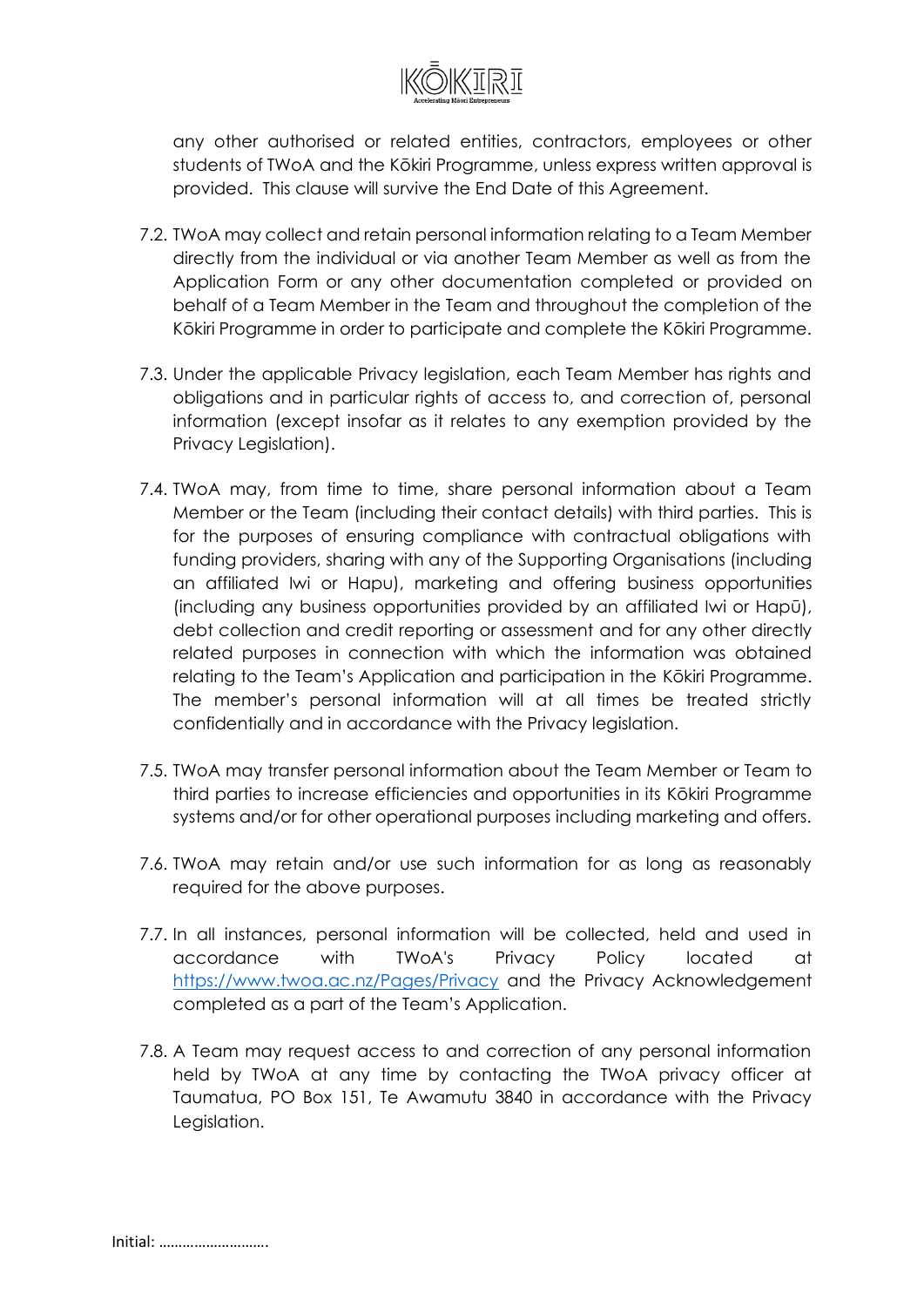any other authorised or related entities, contractors, employees or other students of TWoA and the Kōkiri Programme, unless express written approval is provided. This clause will survive the End Date of this Agreement.

7.2. TWoA may collect and retain personal information relating to a Team Member directly from the individual or via another Team Member as well as from the Application Form or any other documentation completed or provided on behalf of a Team Member in the Team and throughout the completion of the Kōkiri Programme in order to participate and complete the Kōkiri Programme.

7.3. Under the applicable Privacy legislation, each Team Member has rights and obligations and in particular rights of access to, and correction of, personal information (except insofar as it relates to any exemption provided by the Privacy Legislation).

7.4. TWoA may, from time to time, share personal information about a Team Member or the Team (including their contact details) with third parties. This is for the purposes of ensuring compliance with contractual obligations with funding providers, sharing with any of the Supporting Organisations (including an affiliated Iwi or Hapu), marketing and offering business opportunities (including any business opportunities provided by an affiliated Iwi or Hapū), debt collection and credit reporting or assessment and for any other directly related purposes in connection with which the information was obtained relating to the Team's Application and participation in the Kōkiri Programme. The member's personal information will at all times be treated strictly confidentially and in accordance with the Privacy legislation.

7.5. TWoA may transfer personal information about the Team Member or Team to third parties to increase efficiencies and opportunities in its Kōkiri Programme systems and/or for other operational purposes including marketing and offers.

7.6. TWoA may retain and/or use such information for as long as reasonably required for the above purposes.

7.7. In all instances, personal information will be collected, held and used in accordance with TWoA's Privacy Policy located at https://www.twoa.ac.nz/Pages/Privacy and the Privacy Acknowledgement completed as a part of the Team's Application.

7.8. A Team may request access to and correction of any personal information held by TWoA at any time by contacting the TWoA privacy officer at Taumatua, PO Box 151, Te Awamutu 3840 in accordance with the Privacy Legislation.

Initial: ……………………….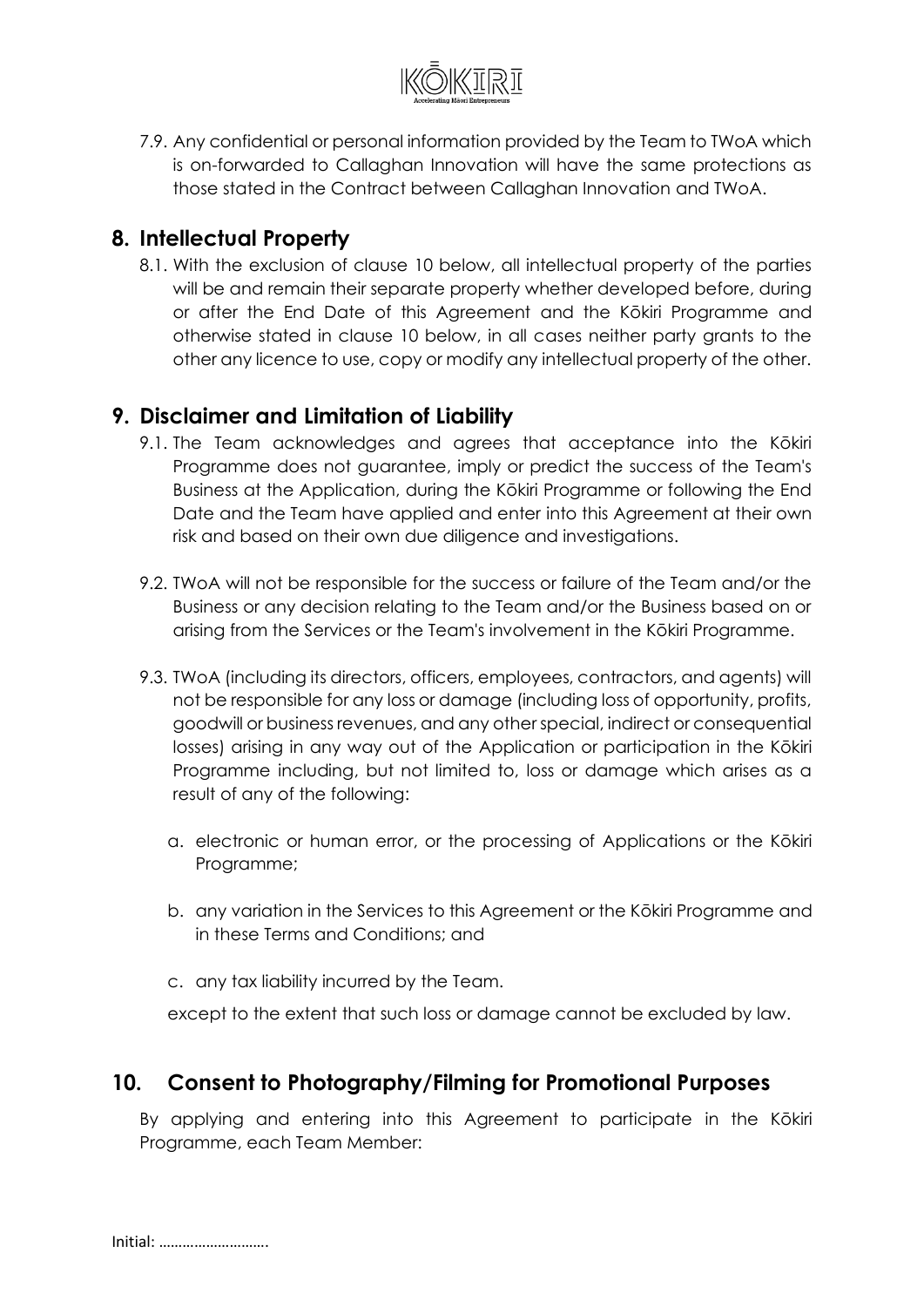7.9. Any confidential or personal information provided by the Team to TWoA which is on-forwarded to Callaghan Innovation will have the same protections as those stated in the Contract between Callaghan Innovation and TWoA.

## 8. Intellectual Property

8.1. With the exclusion of clause 10 below, all intellectual property of the parties will be and remain their separate property whether developed before, during or after the End Date of this Agreement and the Kōkiri Programme and otherwise stated in clause 10 below, in all cases neither party grants to the other any licence to use, copy or modify any intellectual property of the other.

## 9. Disclaimer and Limitation of Liability

9.1. The Team acknowledges and agrees that acceptance into the Kōkiri Programme does not guarantee, imply or predict the success of the Team's Business at the Application, during the Kōkiri Programme or following the End Date and the Team have applied and enter into this Agreement at their own risk and based on their own due diligence and investigations.

9.2. TWoA will not be responsible for the success or failure of the Team and/or the Business or any decision relating to the Team and/or the Business based on or arising from the Services or the Team's involvement in the Kōkiri Programme.

9.3. TWoA (including its directors, officers, employees, contractors, and agents) will not be responsible for any loss or damage (including loss of opportunity, profits, goodwill or business revenues, and any other special, indirect or consequential losses) arising in any way out of the Application or participation in the Kōkiri Programme including, but not limited to, loss or damage which arises as a result of any of the following:

a. electronic or human error, or the processing of Applications or the Kōkiri Programme;

b. any variation in the Services to this Agreement or the Kōkiri Programme and in these Terms and Conditions; and

c. any tax liability incurred by the Team.

except to the extent that such loss or damage cannot be excluded by law.

## 10. Consent to Photography/Filming for Promotional Purposes

By applying and entering into this Agreement to participate in the Kōkiri Programme, each Team Member:

Initial: ……………………….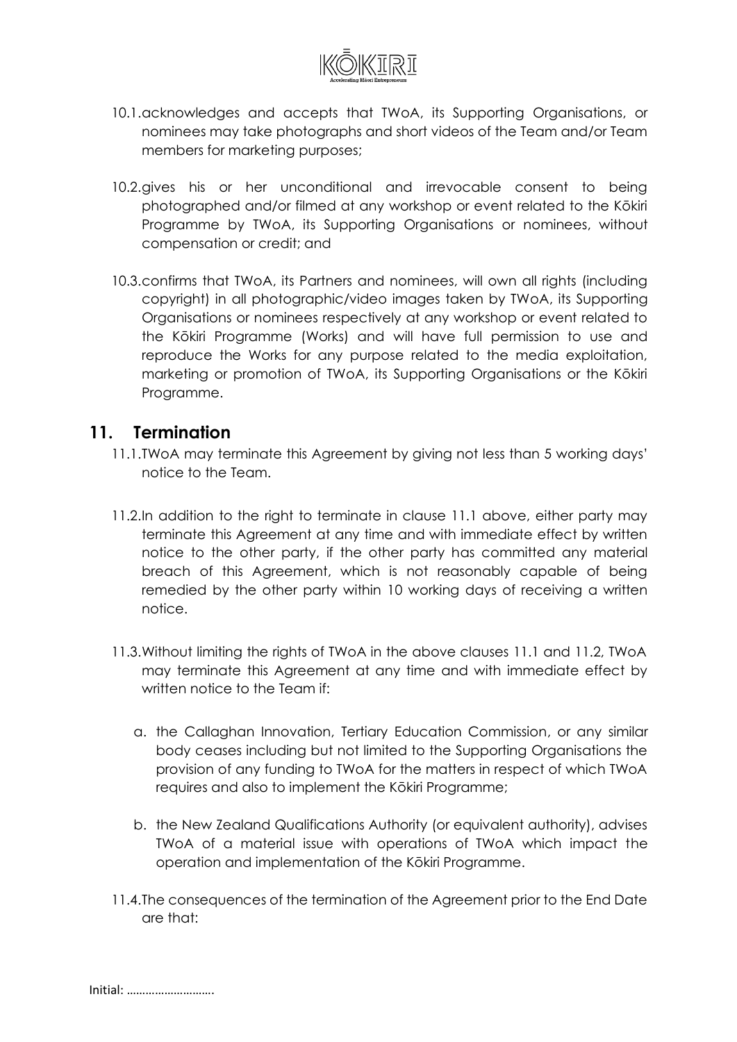10.1. acknowledges and accepts that TWoA, its Supporting Organisations, or nominees may take photographs and short videos of the Team and/or Team members for marketing purposes;

10.2. gives his or her unconditional and irrevocable consent to being photographed and/or filmed at any workshop or event related to the Kōkiri Programme by TWoA, its Supporting Organisations or nominees, without compensation or credit; and

10.3. confirms that TWoA, its Partners and nominees, will own all rights (including copyright) in all photographic/video images taken by TWoA, its Supporting Organisations or nominees respectively at any workshop or event related to the Kōkiri Programme (Works) and will have full permission to use and reproduce the Works for any purpose related to the media exploitation, marketing or promotion of TWoA, its Supporting Organisations or the Kōkiri Programme.

## 11. Termination

11.1. TWoA may terminate this Agreement by giving not less than 5 working days' notice to the Team.

11.2. In addition to the right to terminate in clause 11.1 above, either party may terminate this Agreement at any time and with immediate effect by written notice to the other party, if the other party has committed any material breach of this Agreement, which is not reasonably capable of being remedied by the other party within 10 working days of receiving a written notice.

11.3. Without limiting the rights of TWoA in the above clauses 11.1 and 11.2, TWoA may terminate this Agreement at any time and with immediate effect by written notice to the Team if:

a. the Callaghan Innovation, Tertiary Education Commission, or any similar body ceases including but not limited to the Supporting Organisations the provision of any funding to TWoA for the matters in respect of which TWoA requires and also to implement the Kōkiri Programme;

b. the New Zealand Qualifications Authority (or equivalent authority), advises TWoA of a material issue with operations of TWoA which impact the operation and implementation of the Kōkiri Programme.

11.4. The consequences of the termination of the Agreement prior to the End Date are that:

Initial: ……………………….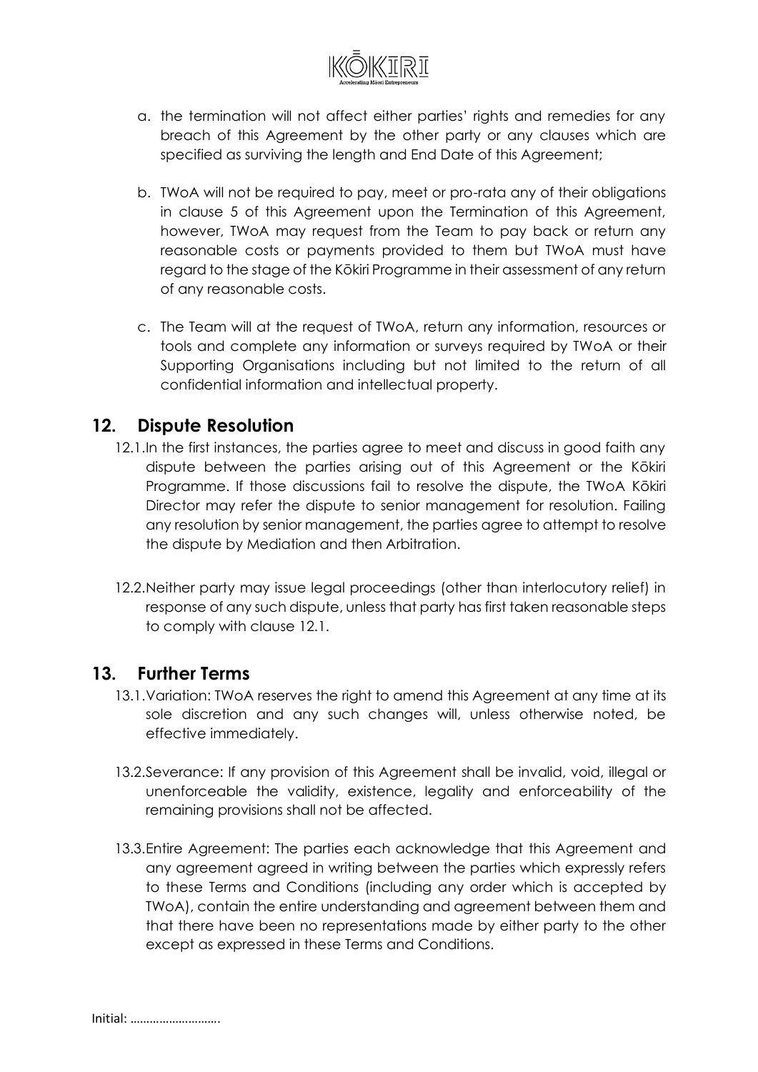a. the termination will not affect either parties' rights and remedies for any breach of this Agreement by the other party or any clauses which are specified as surviving the length and End Date of this Agreement;

b. TWoA will not be required to pay, meet or pro-rata any of their obligations in clause 5 of this Agreement upon the Termination of this Agreement, however, TWoA may request from the Team to pay back or return any reasonable costs or payments provided to them but TWoA must have regard to the stage of the Kōkiri Programme in their assessment of any return of any reasonable costs.

c. The Team will at the request of TWoA, return any information, resources or tools and complete any information or surveys required by TWoA or their Supporting Organisations including but not limited to the return of all confidential information and intellectual property.

## 12. Dispute Resolution

12.1. In the first instances, the parties agree to meet and discuss in good faith any dispute between the parties arising out of this Agreement or the Kōkiri Programme. If those discussions fail to resolve the dispute, the TWoA Kōkiri Director may refer the dispute to senior management for resolution. Failing any resolution by senior management, the parties agree to attempt to resolve the dispute by Mediation and then Arbitration.

12.2. Neither party may issue legal proceedings (other than interlocutory relief) in response of any such dispute, unless that party has first taken reasonable steps to comply with clause 12.1.

## 13. Further Terms

13.1. Variation: TWoA reserves the right to amend this Agreement at any time at its sole discretion and any such changes will, unless otherwise noted, be effective immediately.

13.2. Severance: If any provision of this Agreement shall be invalid, void, illegal or unenforceable the validity, existence, legality and enforceability of the remaining provisions shall not be affected.

13.3. Entire Agreement: The parties each acknowledge that this Agreement and any agreement agreed in writing between the parties which expressly refers to these Terms and Conditions (including any order which is accepted by TWoA), contain the entire understanding and agreement between them and that there have been no representations made by either party to the other except as expressed in these Terms and Conditions.

Initial: ……………………….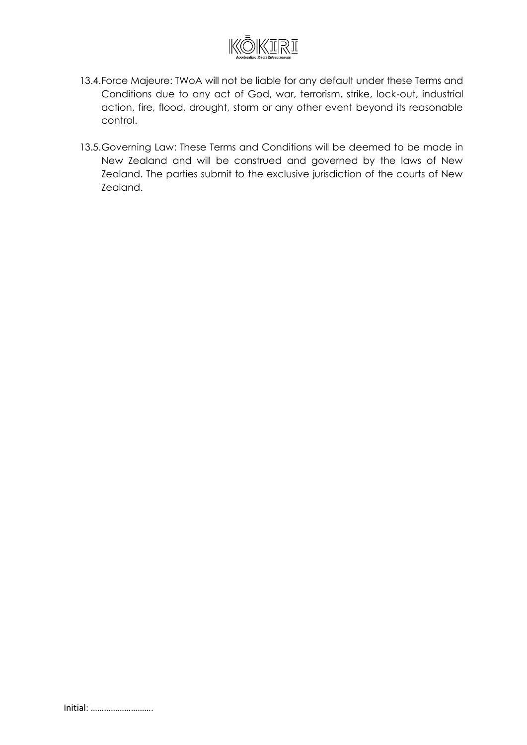13.4. Force Majeure: TWoA will not be liable for any default under these Terms and Conditions due to any act of God, war, terrorism, strike, lock-out, industrial action, fire, flood, drought, storm or any other event beyond its reasonable control.

13.5. Governing Law: These Terms and Conditions will be deemed to be made in New Zealand and will be construed and governed by the laws of New Zealand. The parties submit to the exclusive jurisdiction of the courts of New Zealand.

Initial: ……………………….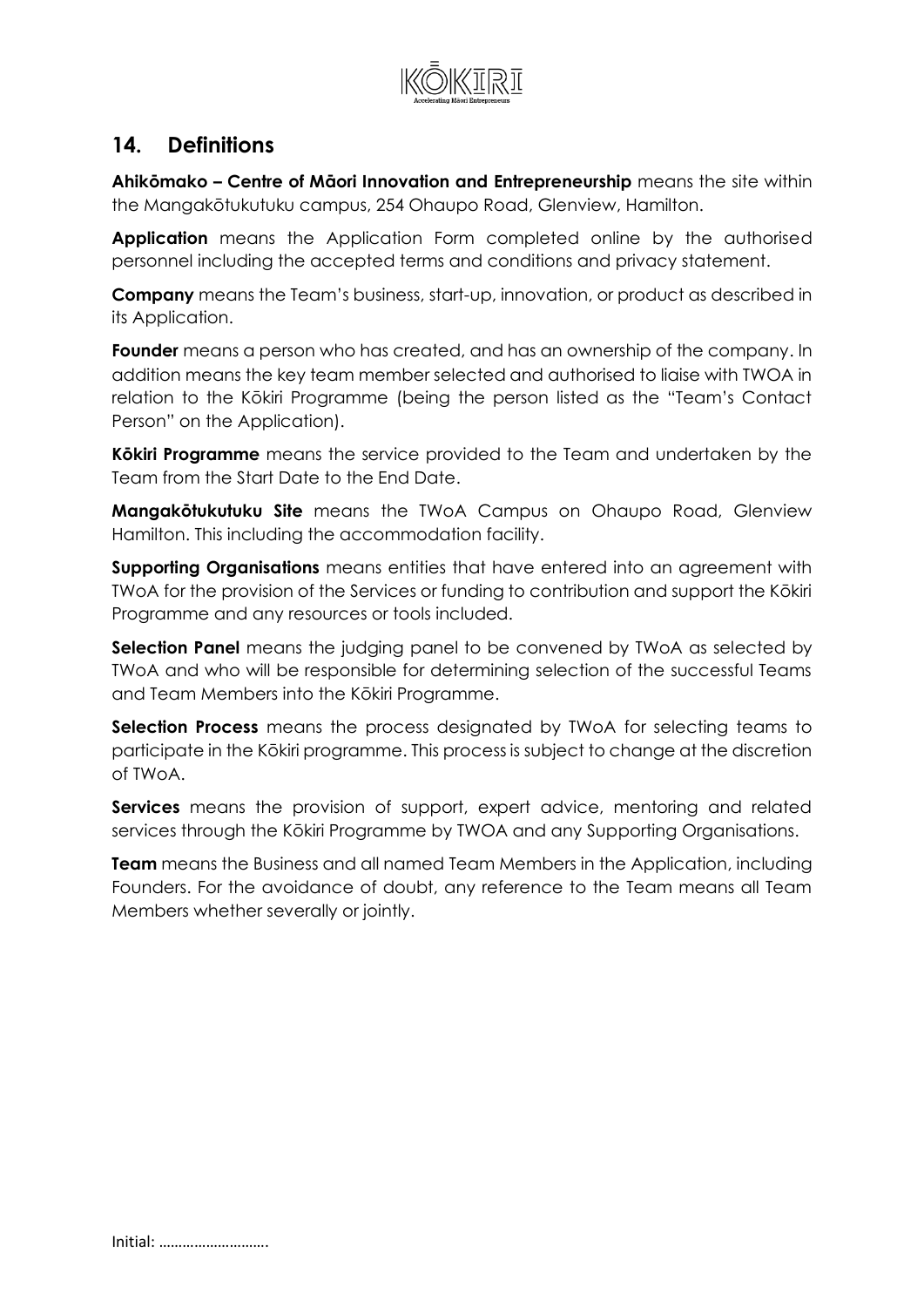## 14. Definitions

**Ahikōmako – Centre of Māori Innovation and Entrepreneurship** means the site within the Mangakōtukutuku campus, 254 Ohaupo Road, Glenview, Hamilton.

**Application** means the Application Form completed online by the authorised personnel including the accepted terms and conditions and privacy statement.

**Company** means the Team's business, start-up, innovation, or product as described in its Application.

**Founder** means a person who has created, and has an ownership of the company. In addition means the key team member selected and authorised to liaise with TWOA in relation to the Kōkiri Programme (being the person listed as the "Team's Contact Person" on the Application).

**Kōkiri Programme** means the service provided to the Team and undertaken by the Team from the Start Date to the End Date.

**Mangakōtukutuku Site** means the TWoA Campus on Ohaupo Road, Glenview Hamilton. This including the accommodation facility.

**Supporting Organisations** means entities that have entered into an agreement with TWoA for the provision of the Services or funding to contribution and support the Kōkiri Programme and any resources or tools included.

**Selection Panel** means the judging panel to be convened by TWoA as selected by TWoA and who will be responsible for determining selection of the successful Teams and Team Members into the Kōkiri Programme.

**Selection Process** means the process designated by TWoA for selecting teams to participate in the Kōkiri programme. This process is subject to change at the discretion of TWoA.

**Services** means the provision of support, expert advice, mentoring and related services through the Kōkiri Programme by TWOA and any Supporting Organisations.

**Team** means the Business and all named Team Members in the Application, including Founders. For the avoidance of doubt, any reference to the Team means all Team Members whether severally or jointly.

Initial: ……………………….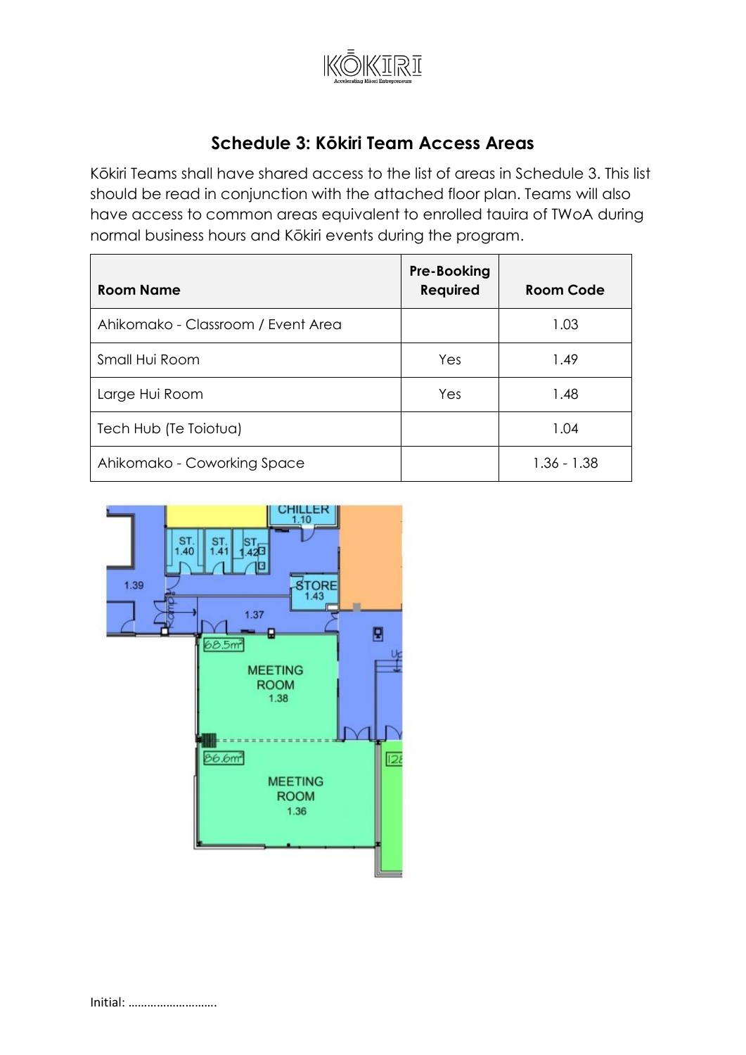# Schedule 3: Kōkiri Team Access Areas

Kōkiri Teams shall have shared access to the list of areas in Schedule 3. This list should be read in conjunction with the attached floor plan. Teams will also have access to common areas equivalent to enrolled tauira of TWoA during normal business hours and Kōkiri events during the program.

| Room Name | Pre-Booking Required | Room Code |
|---|---|---|
| Ahikomako - Classroom / Event Area | | 1.03 |
| Small Hui Room | Yes | 1.49 |
| Large Hui Room | Yes | 1.48 |
| Tech Hub (Te Toiotua) | | 1.04 |
| Ahikomako - Coworking Space | | 1.36 - 1.38 |

Initial: ……………………….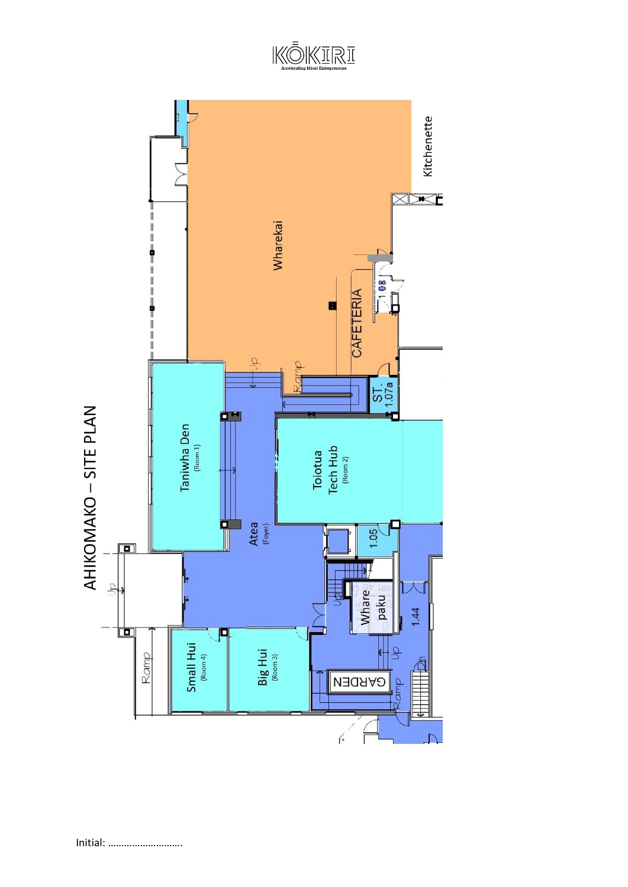KŌKIRI

Accelerating Māori Entrepreneurs

# AHIKOMAKO – SITE PLAN

Wharekai

Kitchenette

CAFETERIA

1.08

ST. 1.07a

Taniwha Den (Room 1)

Toiotua Tech Hub (Room 2)

Atea (Foyer)

1.05

Whare paku

1.44

Small Hui (Room 4)

Big Hui (Room 3)

GARDEN

Ramp

Up

Dn

Initial: ……………………….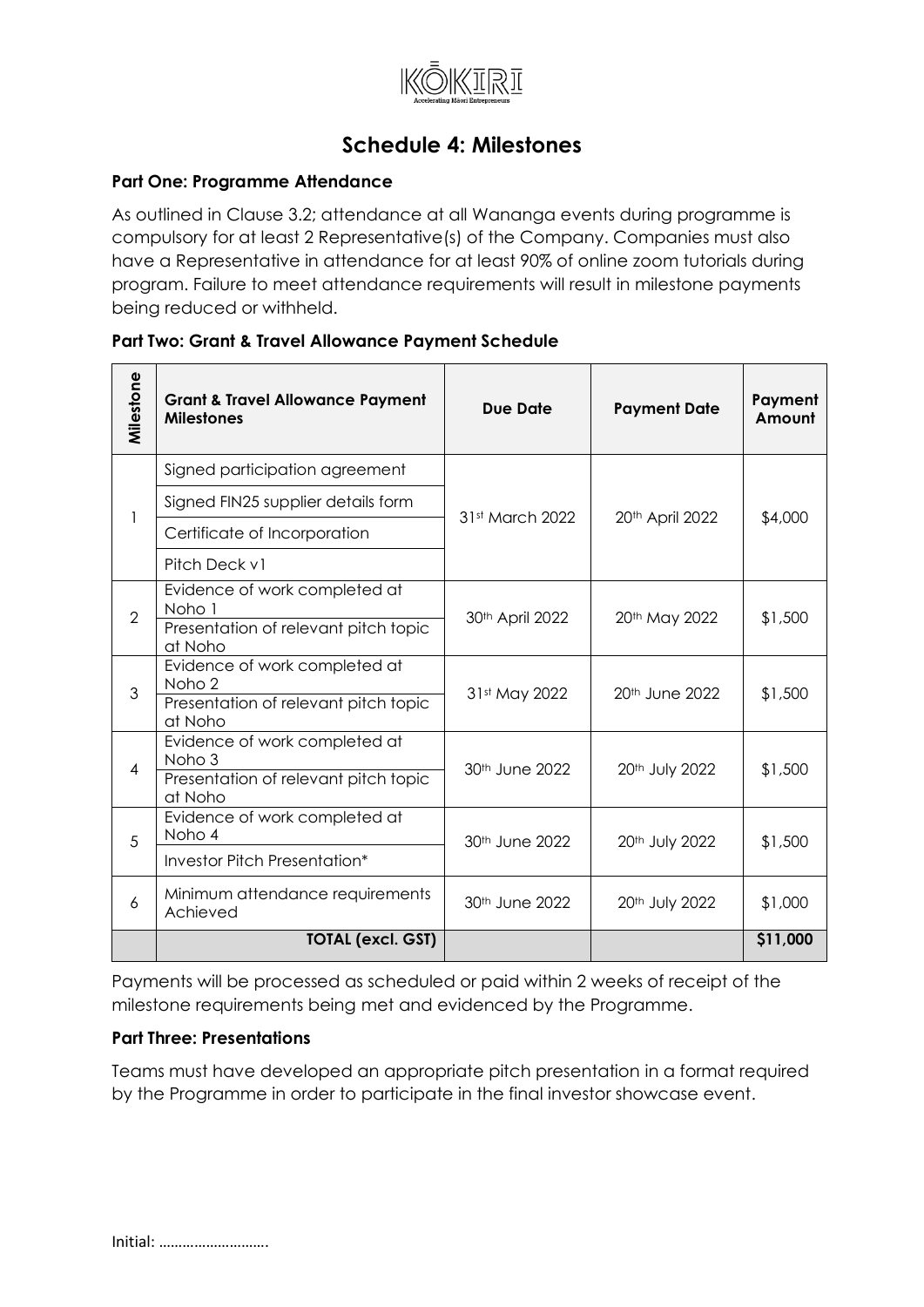KŌKIRI
Accelerating Māori Entrepreneurs

# Schedule 4: Milestones

### Part One: Programme Attendance

As outlined in Clause 3.2; attendance at all Wananga events during programme is compulsory for at least 2 Representative(s) of the Company. Companies must also have a Representative in attendance for at least 90% of online zoom tutorials during program. Failure to meet attendance requirements will result in milestone payments being reduced or withheld.

### Part Two: Grant & Travel Allowance Payment Schedule

| Milestone | Grant & Travel Allowance Payment Milestones | Due Date | Payment Date | Payment Amount |
|---|---|---|---|---|
| 1 | Signed participation agreement<br>Signed FIN25 supplier details form<br>Certificate of Incorporation<br>Pitch Deck v1 | 31st March 2022 | 20th April 2022 | $4,000 |
| 2 | Evidence of work completed at Noho 1<br>Presentation of relevant pitch topic at Noho | 30th April 2022 | 20th May 2022 | $1,500 |
| 3 | Evidence of work completed at Noho 2<br>Presentation of relevant pitch topic at Noho | 31st May 2022 | 20th June 2022 | $1,500 |
| 4 | Evidence of work completed at Noho 3<br>Presentation of relevant pitch topic at Noho | 30th June 2022 | 20th July 2022 | $1,500 |
| 5 | Evidence of work completed at Noho 4<br>Investor Pitch Presentation* | 30th June 2022 | 20th July 2022 | $1,500 |
| 6 | Minimum attendance requirements Achieved | 30th June 2022 | 20th July 2022 | $1,000 |
| | **TOTAL (excl. GST)** | | | **$11,000** |

Payments will be processed as scheduled or paid within 2 weeks of receipt of the milestone requirements being met and evidenced by the Programme.

### Part Three: Presentations

Teams must have developed an appropriate pitch presentation in a format required by the Programme in order to participate in the final investor showcase event.

Initial: ……………………….